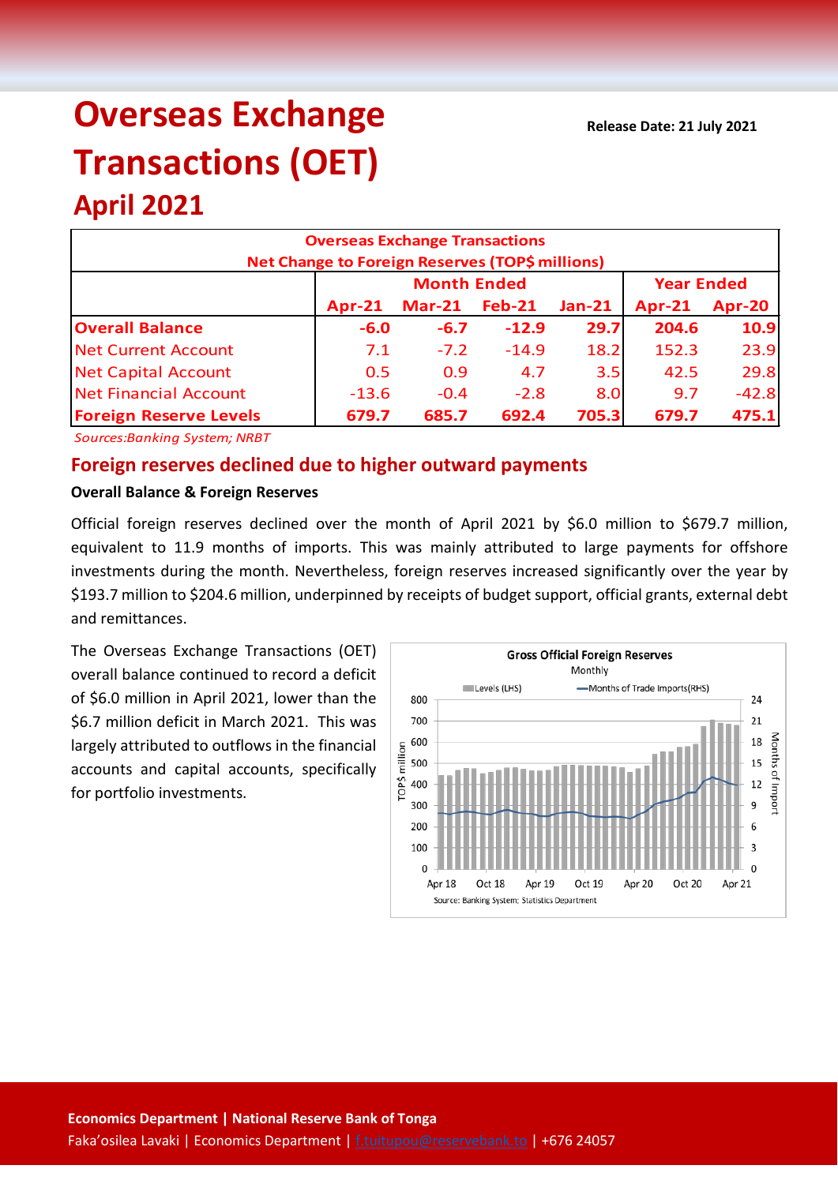# Overseas Exchange Transactions (OET)

## April 2021

**Release Date: 21 July 2021**

| Overseas Exchange Transactions<br>Net Change to Foreign Reserves (TOP$ millions) | | | | | | |
|---|---|---|---|---|---|---|
| | Month Ended | | | | Year Ended | |
| | Apr-21 | Mar-21 | Feb-21 | Jan-21 | Apr-21 | Apr-20 |
| **Overall Balance** | **-6.0** | **-6.7** | **-12.9** | **29.7** | **204.6** | **10.9** |
| Net Current Account | 7.1 | -7.2 | -14.9 | 18.2 | 152.3 | 23.9 |
| Net Capital Account | 0.5 | 0.9 | 4.7 | 3.5 | 42.5 | 29.8 |
| Net Financial Account | -13.6 | -0.4 | -2.8 | 8.0 | 9.7 | -42.8 |
| **Foreign Reserve Levels** | **679.7** | **685.7** | **692.4** | **705.3** | **679.7** | **475.1** |

*Sources:Banking System; NRBT*

## Foreign reserves declined due to higher outward payments

**Overall Balance & Foreign Reserves**

Official foreign reserves declined over the month of April 2021 by $6.0 million to $679.7 million, equivalent to 11.9 months of imports. This was mainly attributed to large payments for offshore investments during the month. Nevertheless, foreign reserves increased significantly over the year by $193.7 million to $204.6 million, underpinned by receipts of budget support, official grants, external debt and remittances.

The Overseas Exchange Transactions (OET) overall balance continued to record a deficit of $6.0 million in April 2021, lower than the $6.7 million deficit in March 2021. This was largely attributed to outflows in the financial accounts and capital accounts, specifically for portfolio investments.

**Gross Official Foreign Reserves**
Monthly

Source: Banking System; Statistics Department

**Economics Department | National Reserve Bank of Tonga**
Faka'osilea Lavaki | Economics Department | f.tuitupou@reservebank.to | +676 24057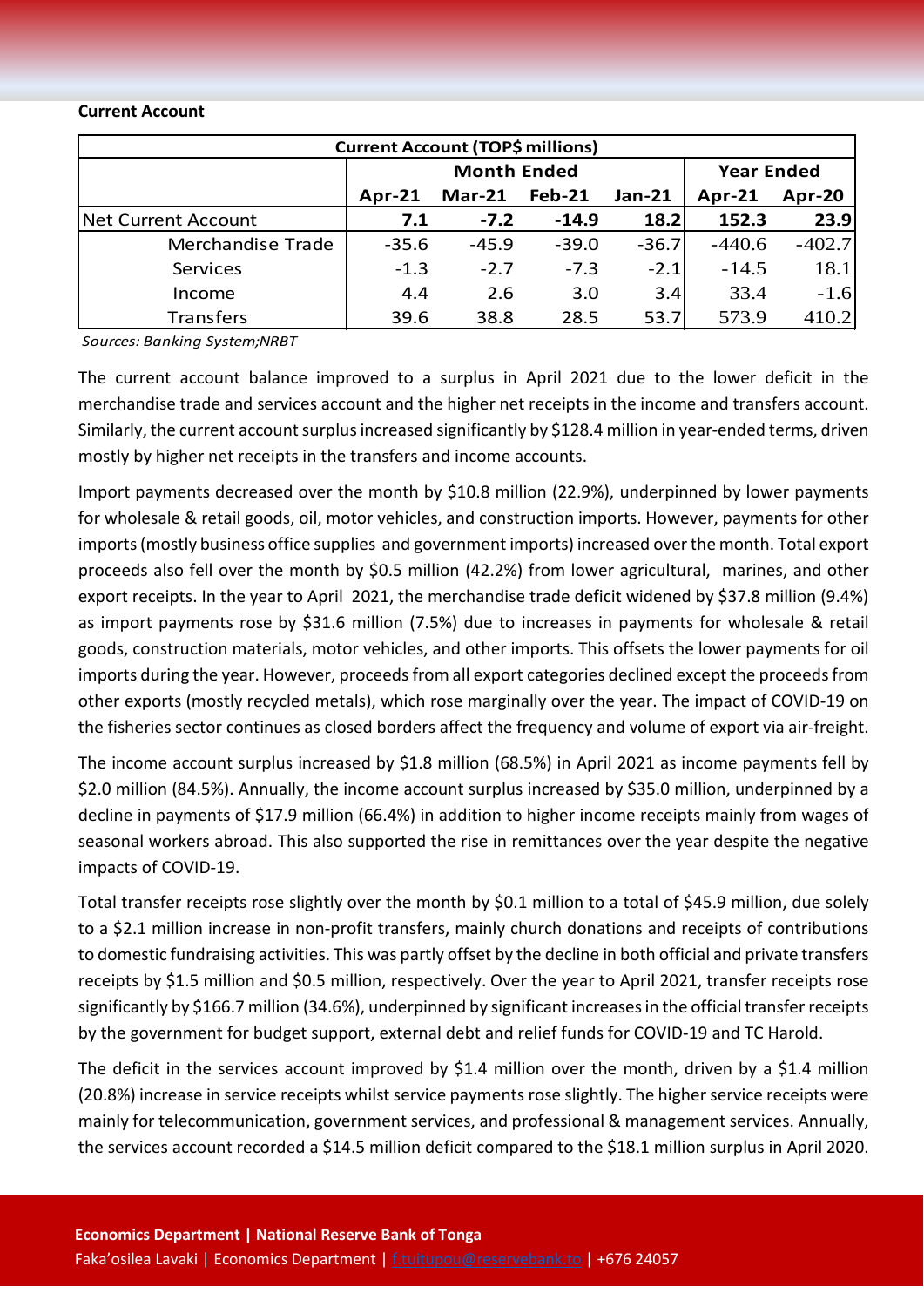**Current Account**

| Current Account (TOP$ millions) | | | | | | |
|---|---|---|---|---|---|---|
| | Month Ended | | | | Year Ended | |
| | Apr-21 | Mar-21 | Feb-21 | Jan-21 | Apr-21 | Apr-20 |
| Net Current Account | **7.1** | **-7.2** | **-14.9** | **18.2** | **152.3** | **23.9** |
| Merchandise Trade | -35.6 | -45.9 | -39.0 | -36.7 | -440.6 | -402.7 |
| Services | -1.3 | -2.7 | -7.3 | -2.1 | -14.5 | 18.1 |
| Income | 4.4 | 2.6 | 3.0 | 3.4 | 33.4 | -1.6 |
| Transfers | 39.6 | 38.8 | 28.5 | 53.7 | 573.9 | 410.2 |

*Sources: Banking System;NRBT*

The current account balance improved to a surplus in April 2021 due to the lower deficit in the merchandise trade and services account and the higher net receipts in the income and transfers account. Similarly, the current account surplus increased significantly by $128.4 million in year-ended terms, driven mostly by higher net receipts in the transfers and income accounts.

Import payments decreased over the month by $10.8 million (22.9%), underpinned by lower payments for wholesale & retail goods, oil, motor vehicles, and construction imports. However, payments for other imports (mostly business office supplies and government imports) increased over the month. Total export proceeds also fell over the month by $0.5 million (42.2%) from lower agricultural, marines, and other export receipts. In the year to April 2021, the merchandise trade deficit widened by $37.8 million (9.4%) as import payments rose by $31.6 million (7.5%) due to increases in payments for wholesale & retail goods, construction materials, motor vehicles, and other imports. This offsets the lower payments for oil imports during the year. However, proceeds from all export categories declined except the proceeds from other exports (mostly recycled metals), which rose marginally over the year. The impact of COVID-19 on the fisheries sector continues as closed borders affect the frequency and volume of export via air-freight.

The income account surplus increased by $1.8 million (68.5%) in April 2021 as income payments fell by $2.0 million (84.5%). Annually, the income account surplus increased by $35.0 million, underpinned by a decline in payments of $17.9 million (66.4%) in addition to higher income receipts mainly from wages of seasonal workers abroad. This also supported the rise in remittances over the year despite the negative impacts of COVID-19.

Total transfer receipts rose slightly over the month by $0.1 million to a total of $45.9 million, due solely to a $2.1 million increase in non-profit transfers, mainly church donations and receipts of contributions to domestic fundraising activities. This was partly offset by the decline in both official and private transfers receipts by $1.5 million and $0.5 million, respectively. Over the year to April 2021, transfer receipts rose significantly by $166.7 million (34.6%), underpinned by significant increases in the official transfer receipts by the government for budget support, external debt and relief funds for COVID-19 and TC Harold.

The deficit in the services account improved by $1.4 million over the month, driven by a $1.4 million (20.8%) increase in service receipts whilst service payments rose slightly. The higher service receipts were mainly for telecommunication, government services, and professional & management services. Annually, the services account recorded a $14.5 million deficit compared to the $18.1 million surplus in April 2020.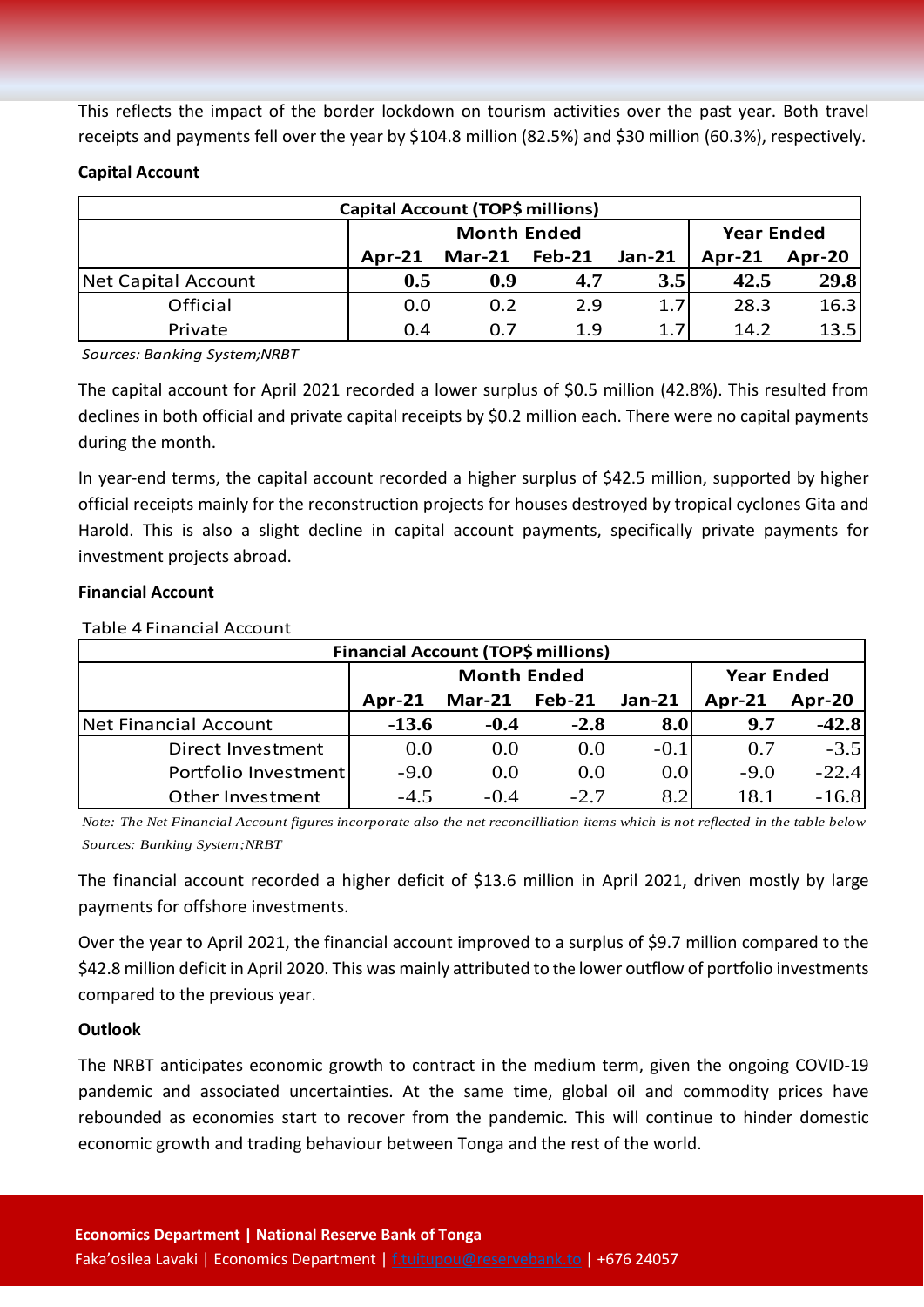This reflects the impact of the border lockdown on tourism activities over the past year. Both travel receipts and payments fell over the year by $104.8 million (82.5%) and $30 million (60.3%), respectively.

**Capital Account**

| Capital Account (TOP$ millions) | | | | | | |
|---|---|---|---|---|---|---|
| | Month Ended | | | | Year Ended | |
| | Apr-21 | Mar-21 | Feb-21 | Jan-21 | Apr-21 | Apr-20 |
| Net Capital Account | **0.5** | **0.9** | **4.7** | **3.5** | **42.5** | **29.8** |
| Official | 0.0 | 0.2 | 2.9 | 1.7 | 28.3 | 16.3 |
| Private | 0.4 | 0.7 | 1.9 | 1.7 | 14.2 | 13.5 |

*Sources: Banking System;NRBT*

The capital account for April 2021 recorded a lower surplus of $0.5 million (42.8%). This resulted from declines in both official and private capital receipts by $0.2 million each. There were no capital payments during the month.

In year-end terms, the capital account recorded a higher surplus of $42.5 million, supported by higher official receipts mainly for the reconstruction projects for houses destroyed by tropical cyclones Gita and Harold. This is also a slight decline in capital account payments, specifically private payments for investment projects abroad.

**Financial Account**

Table 4 Financial Account

| Financial Account (TOP$ millions) | | | | | | |
|---|---|---|---|---|---|---|
| | Month Ended | | | | Year Ended | |
| | Apr-21 | Mar-21 | Feb-21 | Jan-21 | Apr-21 | Apr-20 |
| Net Financial Account | **-13.6** | **-0.4** | **-2.8** | **8.0** | **9.7** | **-42.8** |
| Direct Investment | 0.0 | 0.0 | 0.0 | -0.1 | 0.7 | -3.5 |
| Portfolio Investment | -9.0 | 0.0 | 0.0 | 0.0 | -9.0 | -22.4 |
| Other Investment | -4.5 | -0.4 | -2.7 | 8.2 | 18.1 | -16.8 |

*Note: The Net Financial Account figures incorporate also the net reconcilliation items which is not reflected in the table below*

*Sources: Banking System;NRBT*

The financial account recorded a higher deficit of $13.6 million in April 2021, driven mostly by large payments for offshore investments.

Over the year to April 2021, the financial account improved to a surplus of $9.7 million compared to the $42.8 million deficit in April 2020. This was mainly attributed to the lower outflow of portfolio investments compared to the previous year.

**Outlook**

The NRBT anticipates economic growth to contract in the medium term, given the ongoing COVID-19 pandemic and associated uncertainties. At the same time, global oil and commodity prices have rebounded as economies start to recover from the pandemic. This will continue to hinder domestic economic growth and trading behaviour between Tonga and the rest of the world.

**Economics Department | National Reserve Bank of Tonga**

Faka'osilea Lavaki | Economics Department | f.tuitupou@reservebank.to | +676 24057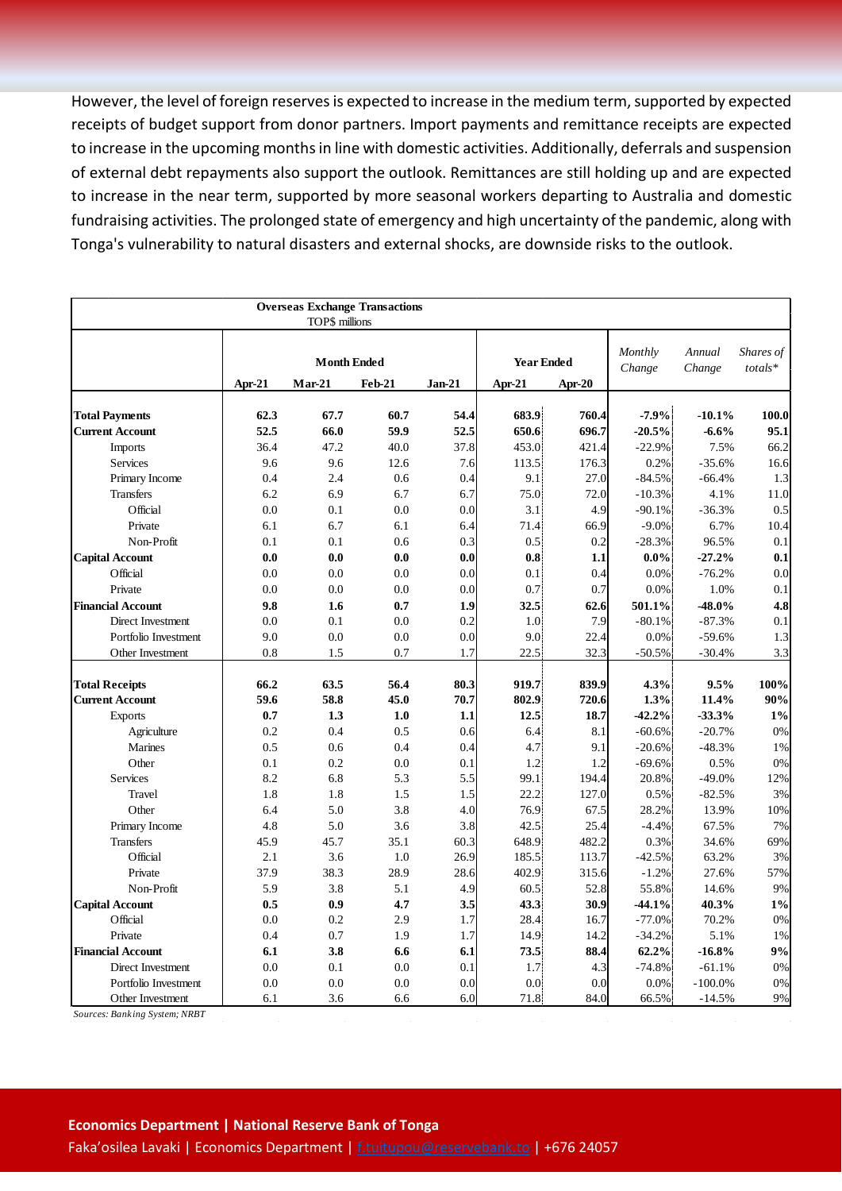However, the level of foreign reserves is expected to increase in the medium term, supported by expected receipts of budget support from donor partners. Import payments and remittance receipts are expected to increase in the upcoming months in line with domestic activities. Additionally, deferrals and suspension of external debt repayments also support the outlook. Remittances are still holding up and are expected to increase in the near term, supported by more seasonal workers departing to Australia and domestic fundraising activities. The prolonged state of emergency and high uncertainty of the pandemic, along with Tonga's vulnerability to natural disasters and external shocks, are downside risks to the outlook.

**Overseas Exchange Transactions**
TOP$ millions

| | Month Ended | | | | Year Ended | | *Monthly Change* | *Annual Change* | *Shares of totals\** |
|---|---|---|---|---|---|---|---|---|---|
| | **Apr-21** | **Mar-21** | **Feb-21** | **Jan-21** | **Apr-21** | **Apr-20** | | | |
| **Total Payments** | **62.3** | **67.7** | **60.7** | **54.4** | **683.9** | **760.4** | **-7.9%** | **-10.1%** | **100.0** |
| **Current Account** | **52.5** | **66.0** | **59.9** | **52.5** | **650.6** | **696.7** | **-20.5%** | **-6.6%** | **95.1** |
| Imports | 36.4 | 47.2 | 40.0 | 37.8 | 453.0 | 421.4 | -22.9% | 7.5% | 66.2 |
| Services | 9.6 | 9.6 | 12.6 | 7.6 | 113.5 | 176.3 | 0.2% | -35.6% | 16.6 |
| Primary Income | 0.4 | 2.4 | 0.6 | 0.4 | 9.1 | 27.0 | -84.5% | -66.4% | 1.3 |
| Transfers | 6.2 | 6.9 | 6.7 | 6.7 | 75.0 | 72.0 | -10.3% | 4.1% | 11.0 |
| Official | 0.0 | 0.1 | 0.0 | 0.0 | 3.1 | 4.9 | -90.1% | -36.3% | 0.5 |
| Private | 6.1 | 6.7 | 6.1 | 6.4 | 71.4 | 66.9 | -9.0% | 6.7% | 10.4 |
| Non-Profit | 0.1 | 0.1 | 0.6 | 0.3 | 0.5 | 0.2 | -28.3% | 96.5% | 0.1 |
| **Capital Account** | **0.0** | **0.0** | **0.0** | **0.0** | **0.8** | **1.1** | **0.0%** | **-27.2%** | **0.1** |
| Official | 0.0 | 0.0 | 0.0 | 0.0 | 0.1 | 0.4 | 0.0% | -76.2% | 0.0 |
| Private | 0.0 | 0.0 | 0.0 | 0.0 | 0.7 | 0.7 | 0.0% | 1.0% | 0.1 |
| **Financial Account** | **9.8** | **1.6** | **0.7** | **1.9** | **32.5** | **62.6** | **501.1%** | **-48.0%** | **4.8** |
| Direct Investment | 0.0 | 0.1 | 0.0 | 0.2 | 1.0 | 7.9 | -80.1% | -87.3% | 0.1 |
| Portfolio Investment | 9.0 | 0.0 | 0.0 | 0.0 | 9.0 | 22.4 | 0.0% | -59.6% | 1.3 |
| Other Investment | 0.8 | 1.5 | 0.7 | 1.7 | 22.5 | 32.3 | -50.5% | -30.4% | 3.3 |
| **Total Receipts** | **66.2** | **63.5** | **56.4** | **80.3** | **919.7** | **839.9** | **4.3%** | **9.5%** | **100%** |
| **Current Account** | **59.6** | **58.8** | **45.0** | **70.7** | **802.9** | **720.6** | **1.3%** | **11.4%** | **90%** |
| Exports | **0.7** | **1.3** | **1.0** | **1.1** | **12.5** | **18.7** | **-42.2%** | **-33.3%** | **1%** |
| Agriculture | 0.2 | 0.4 | 0.5 | 0.6 | 6.4 | 8.1 | -60.6% | -20.7% | 0% |
| Marines | 0.5 | 0.6 | 0.4 | 0.4 | 4.7 | 9.1 | -20.6% | -48.3% | 1% |
| Other | 0.1 | 0.2 | 0.0 | 0.1 | 1.2 | 1.2 | -69.6% | 0.5% | 0% |
| Services | 8.2 | 6.8 | 5.3 | 5.5 | 99.1 | 194.4 | 20.8% | -49.0% | 12% |
| Travel | 1.8 | 1.8 | 1.5 | 1.5 | 22.2 | 127.0 | 0.5% | -82.5% | 3% |
| Other | 6.4 | 5.0 | 3.8 | 4.0 | 76.9 | 67.5 | 28.2% | 13.9% | 10% |
| Primary Income | 4.8 | 5.0 | 3.6 | 3.8 | 42.5 | 25.4 | -4.4% | 67.5% | 7% |
| Transfers | 45.9 | 45.7 | 35.1 | 60.3 | 648.9 | 482.2 | 0.3% | 34.6% | 69% |
| Official | 2.1 | 3.6 | 1.0 | 26.9 | 185.5 | 113.7 | -42.5% | 63.2% | 3% |
| Private | 37.9 | 38.3 | 28.9 | 28.6 | 402.9 | 315.6 | -1.2% | 27.6% | 57% |
| Non-Profit | 5.9 | 3.8 | 5.1 | 4.9 | 60.5 | 52.8 | 55.8% | 14.6% | 9% |
| **Capital Account** | **0.5** | **0.9** | **4.7** | **3.5** | **43.3** | **30.9** | **-44.1%** | **40.3%** | **1%** |
| Official | 0.0 | 0.2 | 2.9 | 1.7 | 28.4 | 16.7 | -77.0% | 70.2% | 0% |
| Private | 0.4 | 0.7 | 1.9 | 1.7 | 14.9 | 14.2 | -34.2% | 5.1% | 1% |
| **Financial Account** | **6.1** | **3.8** | **6.6** | **6.1** | **73.5** | **88.4** | **62.2%** | **-16.8%** | **9%** |
| Direct Investment | 0.0 | 0.1 | 0.0 | 0.1 | 1.7 | 4.3 | -74.8% | -61.1% | 0% |
| Portfolio Investment | 0.0 | 0.0 | 0.0 | 0.0 | 0.0 | 0.0 | 0.0% | -100.0% | 0% |
| Other Investment | 6.1 | 3.6 | 6.6 | 6.0 | 71.8 | 84.0 | 66.5% | -14.5% | 9% |

*Sources: Banking System; NRBT*

**Economics Department | National Reserve Bank of Tonga**

Faka'osilea Lavaki | Economics Department | f.tuitupou@reservebank.to | +676 24057